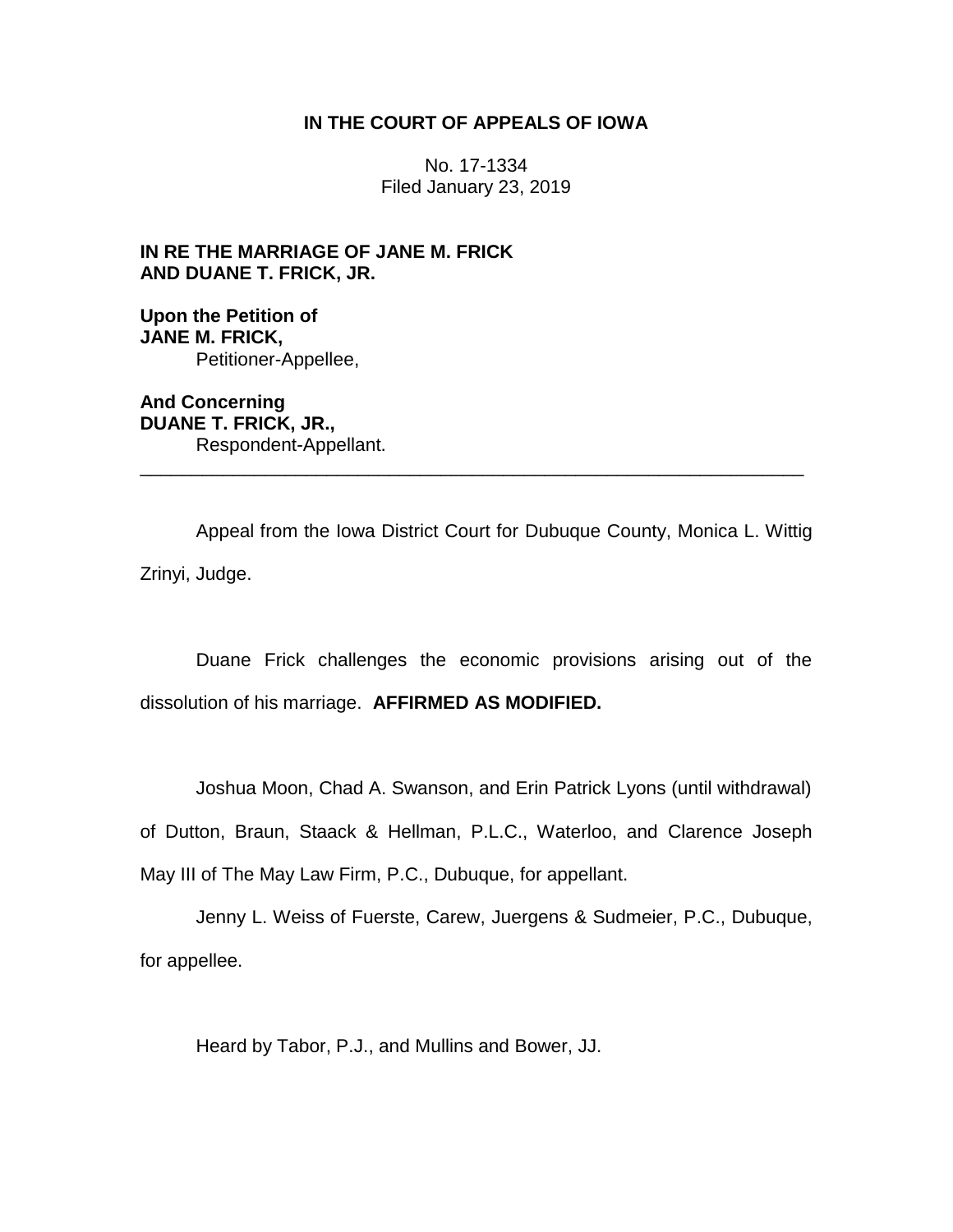**IN THE COURT OF APPEALS OF IOWA**

No. 17-1334
Filed January 23, 2019

**IN RE THE MARRIAGE OF JANE M. FRICK AND DUANE T. FRICK, JR.**

**Upon the Petition of**
**JANE M. FRICK,**
Petitioner-Appellee,

**And Concerning**
**DUANE T. FRICK, JR.,**
Respondent-Appellant.

---

Appeal from the Iowa District Court for Dubuque County, Monica L. Wittig Zrinyi, Judge.

Duane Frick challenges the economic provisions arising out of the dissolution of his marriage. **AFFIRMED AS MODIFIED.**

Joshua Moon, Chad A. Swanson, and Erin Patrick Lyons (until withdrawal) of Dutton, Braun, Staack & Hellman, P.L.C., Waterloo, and Clarence Joseph May III of The May Law Firm, P.C., Dubuque, for appellant.

Jenny L. Weiss of Fuerste, Carew, Juergens & Sudmeier, P.C., Dubuque, for appellee.

Heard by Tabor, P.J., and Mullins and Bower, JJ.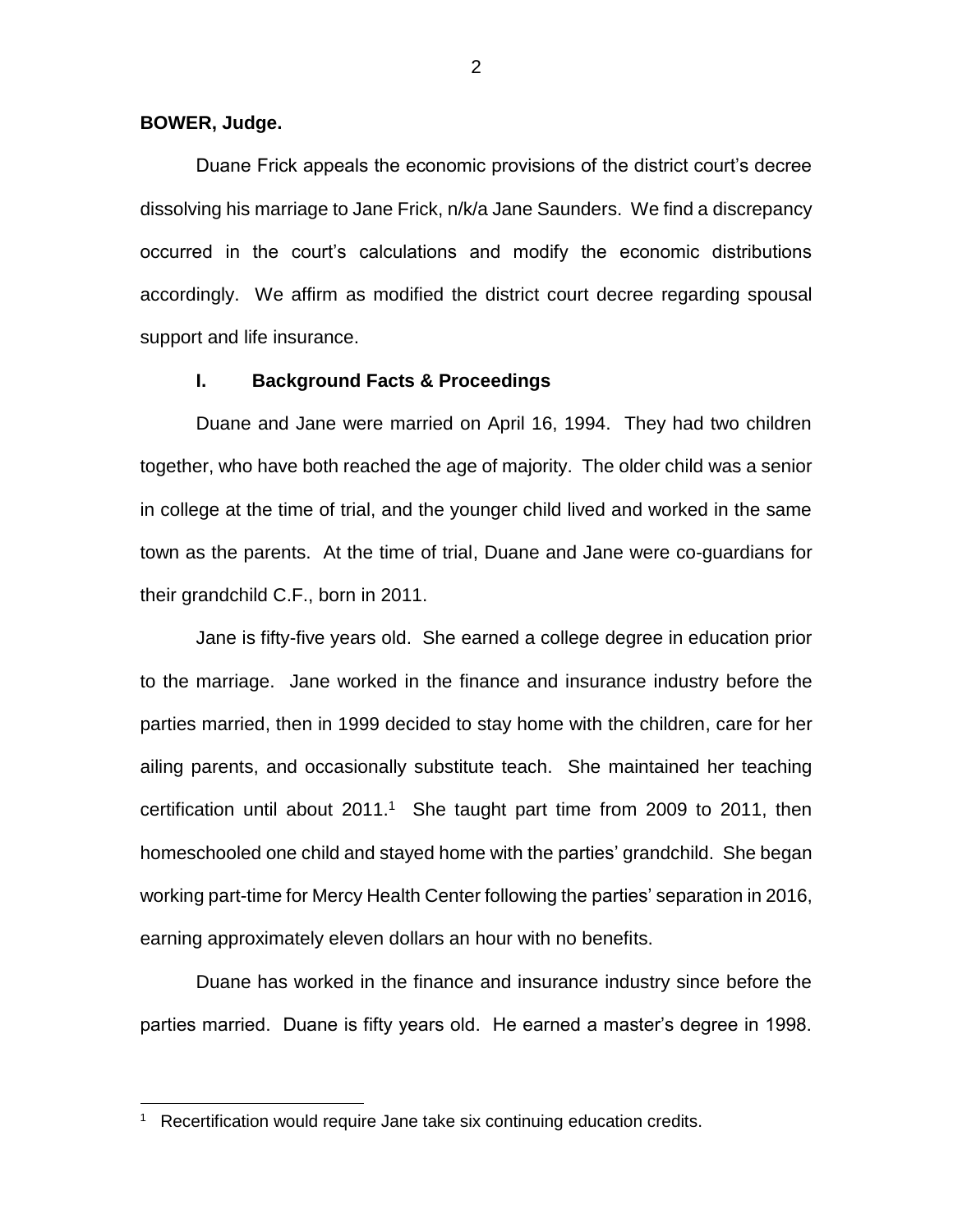**BOWER, Judge.**

Duane Frick appeals the economic provisions of the district court's decree dissolving his marriage to Jane Frick, n/k/a Jane Saunders. We find a discrepancy occurred in the court's calculations and modify the economic distributions accordingly. We affirm as modified the district court decree regarding spousal support and life insurance.

## I. Background Facts & Proceedings

Duane and Jane were married on April 16, 1994. They had two children together, who have both reached the age of majority. The older child was a senior in college at the time of trial, and the younger child lived and worked in the same town as the parents. At the time of trial, Duane and Jane were co-guardians for their grandchild C.F., born in 2011.

Jane is fifty-five years old. She earned a college degree in education prior to the marriage. Jane worked in the finance and insurance industry before the parties married, then in 1999 decided to stay home with the children, care for her ailing parents, and occasionally substitute teach. She maintained her teaching certification until about 2011.[1] She taught part time from 2009 to 2011, then homeschooled one child and stayed home with the parties' grandchild. She began working part-time for Mercy Health Center following the parties' separation in 2016, earning approximately eleven dollars an hour with no benefits.

Duane has worked in the finance and insurance industry since before the parties married. Duane is fifty years old. He earned a master's degree in 1998.

[1] Recertification would require Jane take six continuing education credits.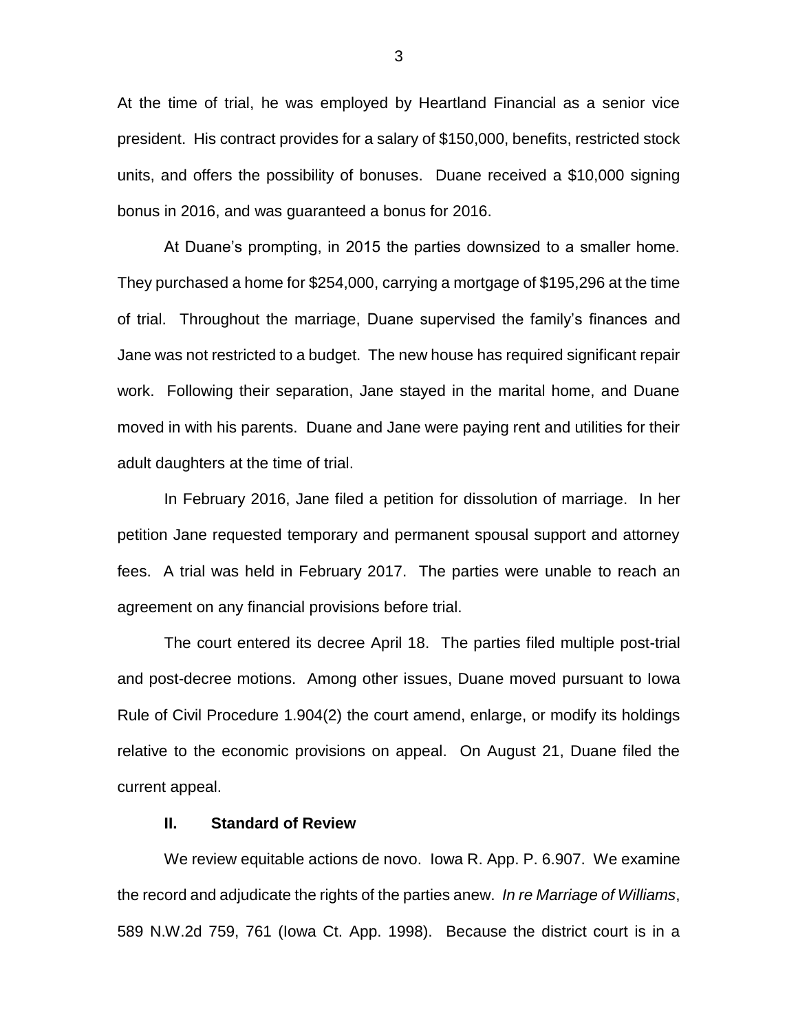At the time of trial, he was employed by Heartland Financial as a senior vice president. His contract provides for a salary of $150,000, benefits, restricted stock units, and offers the possibility of bonuses. Duane received a $10,000 signing bonus in 2016, and was guaranteed a bonus for 2016.

At Duane's prompting, in 2015 the parties downsized to a smaller home. They purchased a home for $254,000, carrying a mortgage of $195,296 at the time of trial. Throughout the marriage, Duane supervised the family's finances and Jane was not restricted to a budget. The new house has required significant repair work. Following their separation, Jane stayed in the marital home, and Duane moved in with his parents. Duane and Jane were paying rent and utilities for their adult daughters at the time of trial.

In February 2016, Jane filed a petition for dissolution of marriage. In her petition Jane requested temporary and permanent spousal support and attorney fees. A trial was held in February 2017. The parties were unable to reach an agreement on any financial provisions before trial.

The court entered its decree April 18. The parties filed multiple post-trial and post-decree motions. Among other issues, Duane moved pursuant to Iowa Rule of Civil Procedure 1.904(2) the court amend, enlarge, or modify its holdings relative to the economic provisions on appeal. On August 21, Duane filed the current appeal.

## II. Standard of Review

We review equitable actions de novo. Iowa R. App. P. 6.907. We examine the record and adjudicate the rights of the parties anew. *In re Marriage of Williams*, 589 N.W.2d 759, 761 (Iowa Ct. App. 1998). Because the district court is in a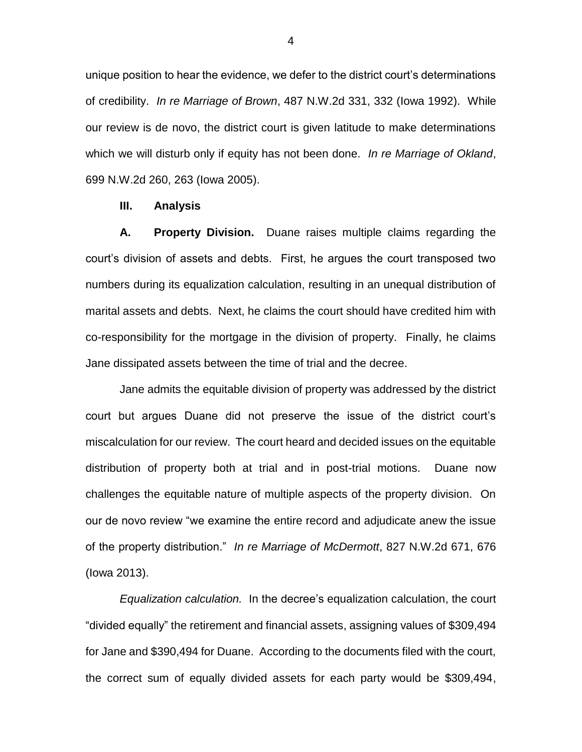unique position to hear the evidence, we defer to the district court's determinations of credibility. *In re Marriage of Brown*, 487 N.W.2d 331, 332 (Iowa 1992). While our review is de novo, the district court is given latitude to make determinations which we will disturb only if equity has not been done. *In re Marriage of Okland*, 699 N.W.2d 260, 263 (Iowa 2005).

## III. Analysis

**A. Property Division.** Duane raises multiple claims regarding the court's division of assets and debts. First, he argues the court transposed two numbers during its equalization calculation, resulting in an unequal distribution of marital assets and debts. Next, he claims the court should have credited him with co-responsibility for the mortgage in the division of property. Finally, he claims Jane dissipated assets between the time of trial and the decree.

Jane admits the equitable division of property was addressed by the district court but argues Duane did not preserve the issue of the district court's miscalculation for our review. The court heard and decided issues on the equitable distribution of property both at trial and in post-trial motions. Duane now challenges the equitable nature of multiple aspects of the property division. On our de novo review "we examine the entire record and adjudicate anew the issue of the property distribution." *In re Marriage of McDermott*, 827 N.W.2d 671, 676 (Iowa 2013).

*Equalization calculation.* In the decree's equalization calculation, the court "divided equally" the retirement and financial assets, assigning values of $309,494 for Jane and $390,494 for Duane. According to the documents filed with the court, the correct sum of equally divided assets for each party would be $309,494,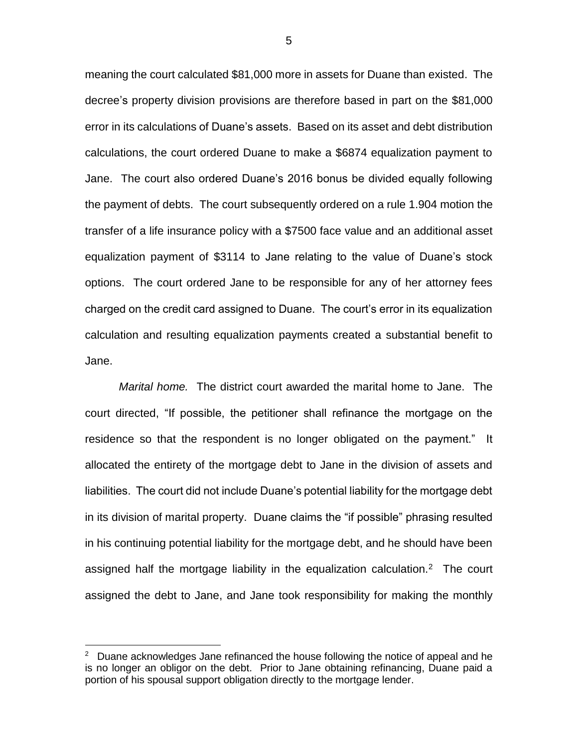meaning the court calculated $81,000 more in assets for Duane than existed. The decree's property division provisions are therefore based in part on the $81,000 error in its calculations of Duane's assets. Based on its asset and debt distribution calculations, the court ordered Duane to make a $6874 equalization payment to Jane. The court also ordered Duane's 2016 bonus be divided equally following the payment of debts. The court subsequently ordered on a rule 1.904 motion the transfer of a life insurance policy with a $7500 face value and an additional asset equalization payment of $3114 to Jane relating to the value of Duane's stock options. The court ordered Jane to be responsible for any of her attorney fees charged on the credit card assigned to Duane. The court's error in its equalization calculation and resulting equalization payments created a substantial benefit to Jane.

*Marital home.* The district court awarded the marital home to Jane. The court directed, "If possible, the petitioner shall refinance the mortgage on the residence so that the respondent is no longer obligated on the payment." It allocated the entirety of the mortgage debt to Jane in the division of assets and liabilities. The court did not include Duane's potential liability for the mortgage debt in its division of marital property. Duane claims the "if possible" phrasing resulted in his continuing potential liability for the mortgage debt, and he should have been assigned half the mortgage liability in the equalization calculation.[2] The court assigned the debt to Jane, and Jane took responsibility for making the monthly

[2] Duane acknowledges Jane refinanced the house following the notice of appeal and he is no longer an obligor on the debt. Prior to Jane obtaining refinancing, Duane paid a portion of his spousal support obligation directly to the mortgage lender.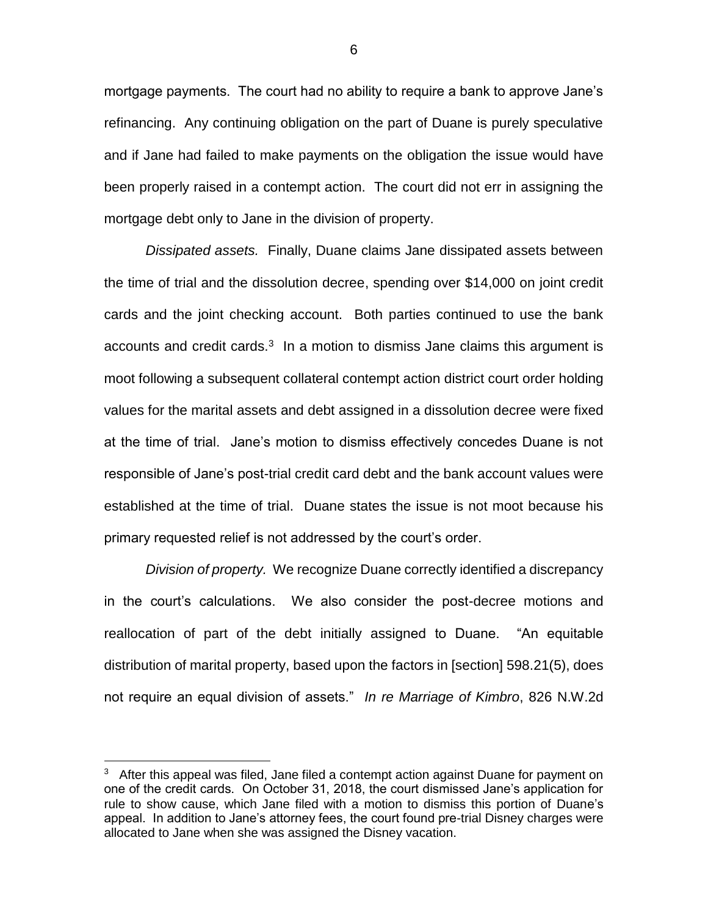mortgage payments. The court had no ability to require a bank to approve Jane's refinancing. Any continuing obligation on the part of Duane is purely speculative and if Jane had failed to make payments on the obligation the issue would have been properly raised in a contempt action. The court did not err in assigning the mortgage debt only to Jane in the division of property.

*Dissipated assets.* Finally, Duane claims Jane dissipated assets between the time of trial and the dissolution decree, spending over $14,000 on joint credit cards and the joint checking account. Both parties continued to use the bank accounts and credit cards.[3] In a motion to dismiss Jane claims this argument is moot following a subsequent collateral contempt action district court order holding values for the marital assets and debt assigned in a dissolution decree were fixed at the time of trial. Jane's motion to dismiss effectively concedes Duane is not responsible of Jane's post-trial credit card debt and the bank account values were established at the time of trial. Duane states the issue is not moot because his primary requested relief is not addressed by the court's order.

*Division of property.* We recognize Duane correctly identified a discrepancy in the court's calculations. We also consider the post-decree motions and reallocation of part of the debt initially assigned to Duane. "An equitable distribution of marital property, based upon the factors in [section] 598.21(5), does not require an equal division of assets." *In re Marriage of Kimbro*, 826 N.W.2d

---

[3] After this appeal was filed, Jane filed a contempt action against Duane for payment on one of the credit cards. On October 31, 2018, the court dismissed Jane's application for rule to show cause, which Jane filed with a motion to dismiss this portion of Duane's appeal. In addition to Jane's attorney fees, the court found pre-trial Disney charges were allocated to Jane when she was assigned the Disney vacation.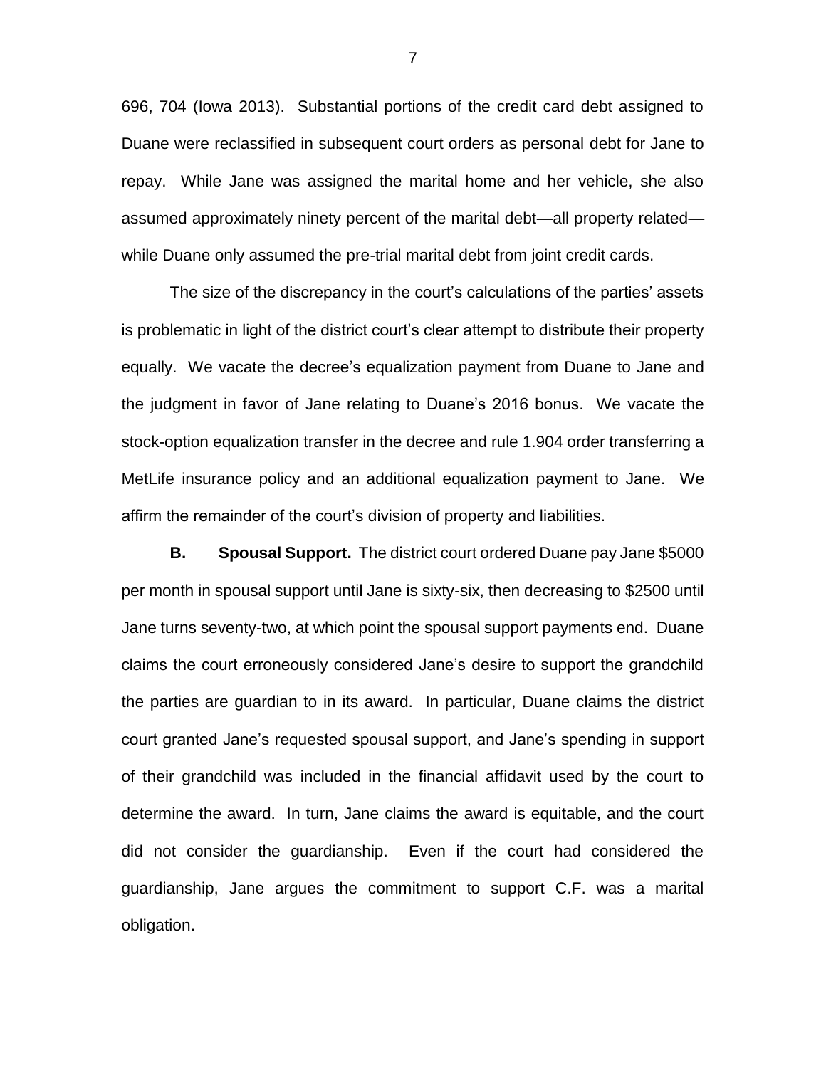696, 704 (Iowa 2013). Substantial portions of the credit card debt assigned to Duane were reclassified in subsequent court orders as personal debt for Jane to repay. While Jane was assigned the marital home and her vehicle, she also assumed approximately ninety percent of the marital debt—all property related—while Duane only assumed the pre-trial marital debt from joint credit cards.

The size of the discrepancy in the court's calculations of the parties' assets is problematic in light of the district court's clear attempt to distribute their property equally. We vacate the decree's equalization payment from Duane to Jane and the judgment in favor of Jane relating to Duane's 2016 bonus. We vacate the stock-option equalization transfer in the decree and rule 1.904 order transferring a MetLife insurance policy and an additional equalization payment to Jane. We affirm the remainder of the court's division of property and liabilities.

**B. Spousal Support.** The district court ordered Duane pay Jane $5000 per month in spousal support until Jane is sixty-six, then decreasing to $2500 until Jane turns seventy-two, at which point the spousal support payments end. Duane claims the court erroneously considered Jane's desire to support the grandchild the parties are guardian to in its award. In particular, Duane claims the district court granted Jane's requested spousal support, and Jane's spending in support of their grandchild was included in the financial affidavit used by the court to determine the award. In turn, Jane claims the award is equitable, and the court did not consider the guardianship. Even if the court had considered the guardianship, Jane argues the commitment to support C.F. was a marital obligation.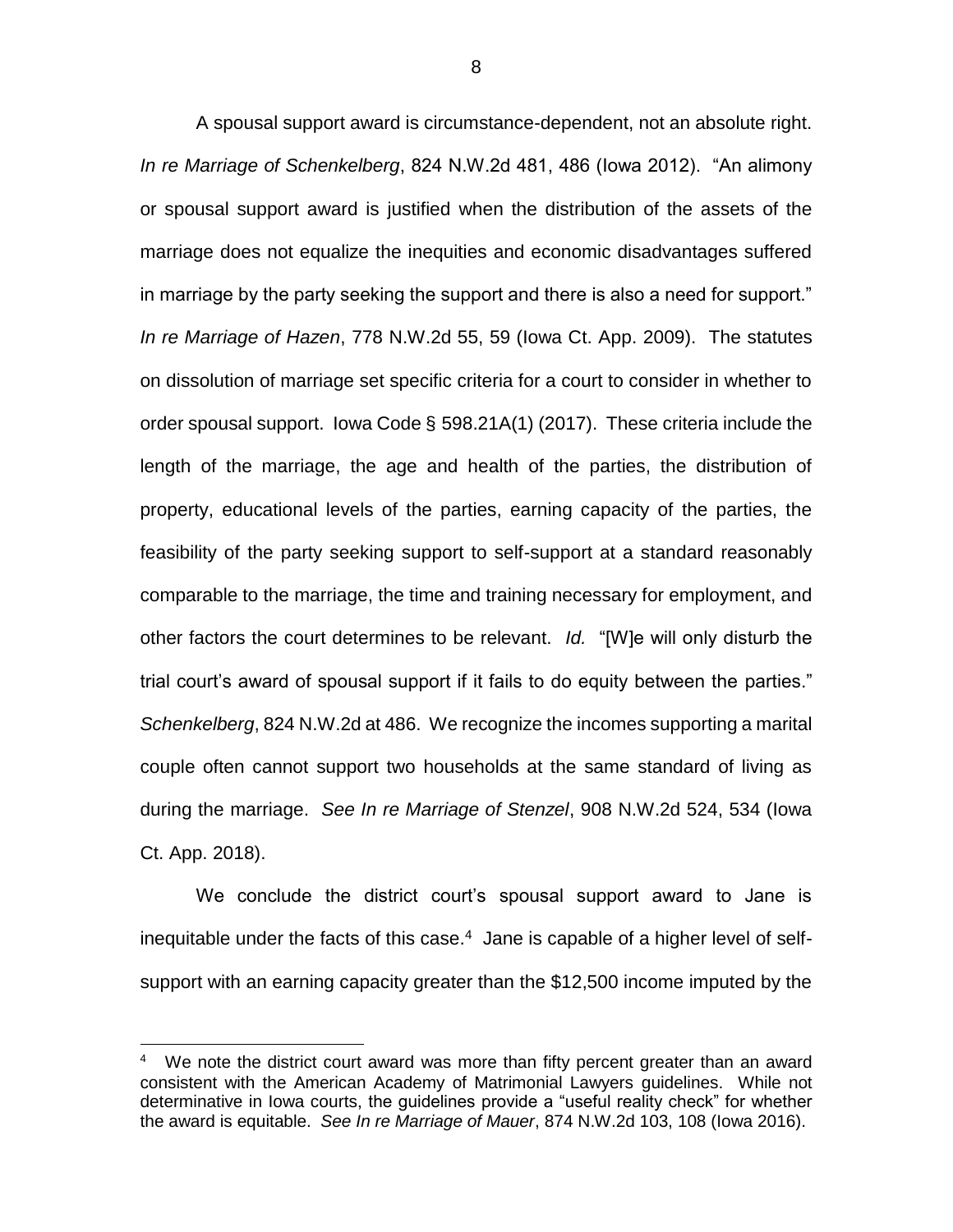A spousal support award is circumstance-dependent, not an absolute right. *In re Marriage of Schenkelberg*, 824 N.W.2d 481, 486 (Iowa 2012). "An alimony or spousal support award is justified when the distribution of the assets of the marriage does not equalize the inequities and economic disadvantages suffered in marriage by the party seeking the support and there is also a need for support." *In re Marriage of Hazen*, 778 N.W.2d 55, 59 (Iowa Ct. App. 2009). The statutes on dissolution of marriage set specific criteria for a court to consider in whether to order spousal support. Iowa Code § 598.21A(1) (2017). These criteria include the length of the marriage, the age and health of the parties, the distribution of property, educational levels of the parties, earning capacity of the parties, the feasibility of the party seeking support to self-support at a standard reasonably comparable to the marriage, the time and training necessary for employment, and other factors the court determines to be relevant. *Id.* "[W]e will only disturb the trial court's award of spousal support if it fails to do equity between the parties." *Schenkelberg*, 824 N.W.2d at 486. We recognize the incomes supporting a marital couple often cannot support two households at the same standard of living as during the marriage. *See In re Marriage of Stenzel*, 908 N.W.2d 524, 534 (Iowa Ct. App. 2018).

We conclude the district court's spousal support award to Jane is inequitable under the facts of this case.[4] Jane is capable of a higher level of self-support with an earning capacity greater than the $12,500 income imputed by the

[4] We note the district court award was more than fifty percent greater than an award consistent with the American Academy of Matrimonial Lawyers guidelines. While not determinative in Iowa courts, the guidelines provide a "useful reality check" for whether the award is equitable. *See In re Marriage of Mauer*, 874 N.W.2d 103, 108 (Iowa 2016).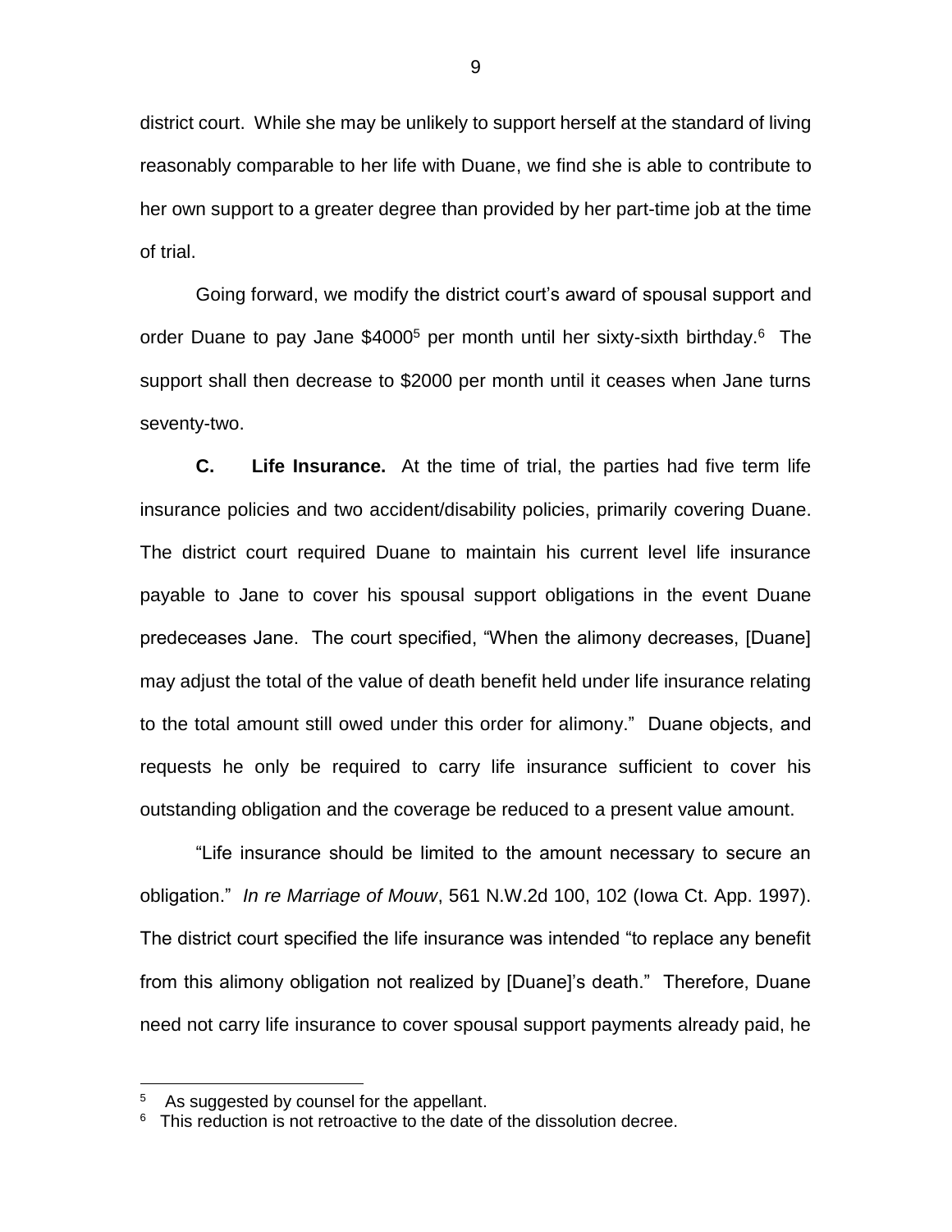district court. While she may be unlikely to support herself at the standard of living reasonably comparable to her life with Duane, we find she is able to contribute to her own support to a greater degree than provided by her part-time job at the time of trial.

Going forward, we modify the district court's award of spousal support and order Duane to pay Jane $4000[5] per month until her sixty-sixth birthday.[6] The support shall then decrease to $2000 per month until it ceases when Jane turns seventy-two.

**C. Life Insurance.** At the time of trial, the parties had five term life insurance policies and two accident/disability policies, primarily covering Duane. The district court required Duane to maintain his current level life insurance payable to Jane to cover his spousal support obligations in the event Duane predeceases Jane. The court specified, "When the alimony decreases, [Duane] may adjust the total of the value of death benefit held under life insurance relating to the total amount still owed under this order for alimony." Duane objects, and requests he only be required to carry life insurance sufficient to cover his outstanding obligation and the coverage be reduced to a present value amount.

"Life insurance should be limited to the amount necessary to secure an obligation." *In re Marriage of Mouw*, 561 N.W.2d 100, 102 (Iowa Ct. App. 1997). The district court specified the life insurance was intended "to replace any benefit from this alimony obligation not realized by [Duane]'s death." Therefore, Duane need not carry life insurance to cover spousal support payments already paid, he

---

[5] As suggested by counsel for the appellant.

[6] This reduction is not retroactive to the date of the dissolution decree.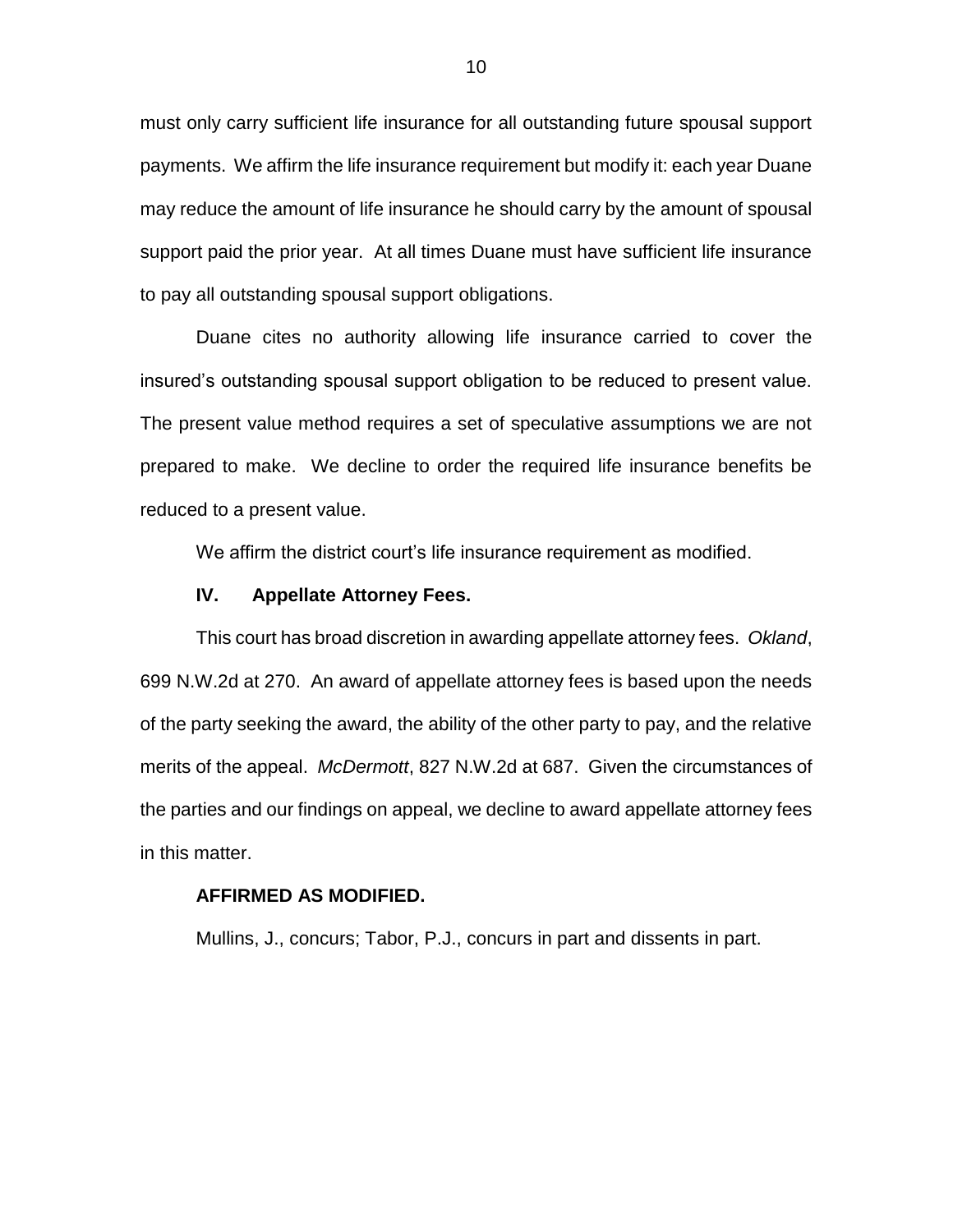must only carry sufficient life insurance for all outstanding future spousal support payments. We affirm the life insurance requirement but modify it: each year Duane may reduce the amount of life insurance he should carry by the amount of spousal support paid the prior year. At all times Duane must have sufficient life insurance to pay all outstanding spousal support obligations.

Duane cites no authority allowing life insurance carried to cover the insured's outstanding spousal support obligation to be reduced to present value. The present value method requires a set of speculative assumptions we are not prepared to make. We decline to order the required life insurance benefits be reduced to a present value.

We affirm the district court's life insurance requirement as modified.

## IV. Appellate Attorney Fees.

This court has broad discretion in awarding appellate attorney fees. *Okland*, 699 N.W.2d at 270. An award of appellate attorney fees is based upon the needs of the party seeking the award, the ability of the other party to pay, and the relative merits of the appeal. *McDermott*, 827 N.W.2d at 687. Given the circumstances of the parties and our findings on appeal, we decline to award appellate attorney fees in this matter.

**AFFIRMED AS MODIFIED.**

Mullins, J., concurs; Tabor, P.J., concurs in part and dissents in part.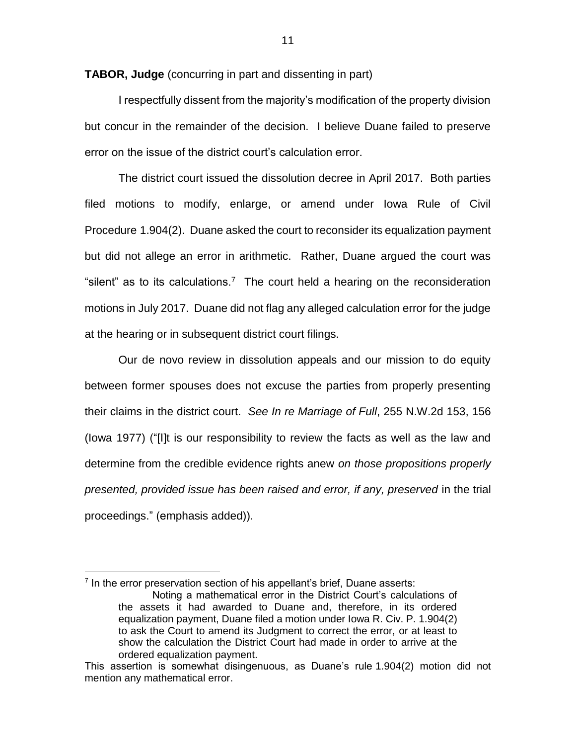**TABOR, Judge** (concurring in part and dissenting in part)

I respectfully dissent from the majority's modification of the property division but concur in the remainder of the decision. I believe Duane failed to preserve error on the issue of the district court's calculation error.

The district court issued the dissolution decree in April 2017. Both parties filed motions to modify, enlarge, or amend under Iowa Rule of Civil Procedure 1.904(2). Duane asked the court to reconsider its equalization payment but did not allege an error in arithmetic. Rather, Duane argued the court was "silent" as to its calculations.[7] The court held a hearing on the reconsideration motions in July 2017. Duane did not flag any alleged calculation error for the judge at the hearing or in subsequent district court filings.

Our de novo review in dissolution appeals and our mission to do equity between former spouses does not excuse the parties from properly presenting their claims in the district court. *See In re Marriage of Full*, 255 N.W.2d 153, 156 (Iowa 1977) ("[I]t is our responsibility to review the facts as well as the law and determine from the credible evidence rights anew *on those propositions properly presented, provided issue has been raised and error, if any, preserved* in the trial proceedings." (emphasis added)).

---

[7] In the error preservation section of his appellant's brief, Duane asserts:

> Noting a mathematical error in the District Court's calculations of the assets it had awarded to Duane and, therefore, in its ordered equalization payment, Duane filed a motion under Iowa R. Civ. P. 1.904(2) to ask the Court to amend its Judgment to correct the error, or at least to show the calculation the District Court had made in order to arrive at the ordered equalization payment.

This assertion is somewhat disingenuous, as Duane's rule 1.904(2) motion did not mention any mathematical error.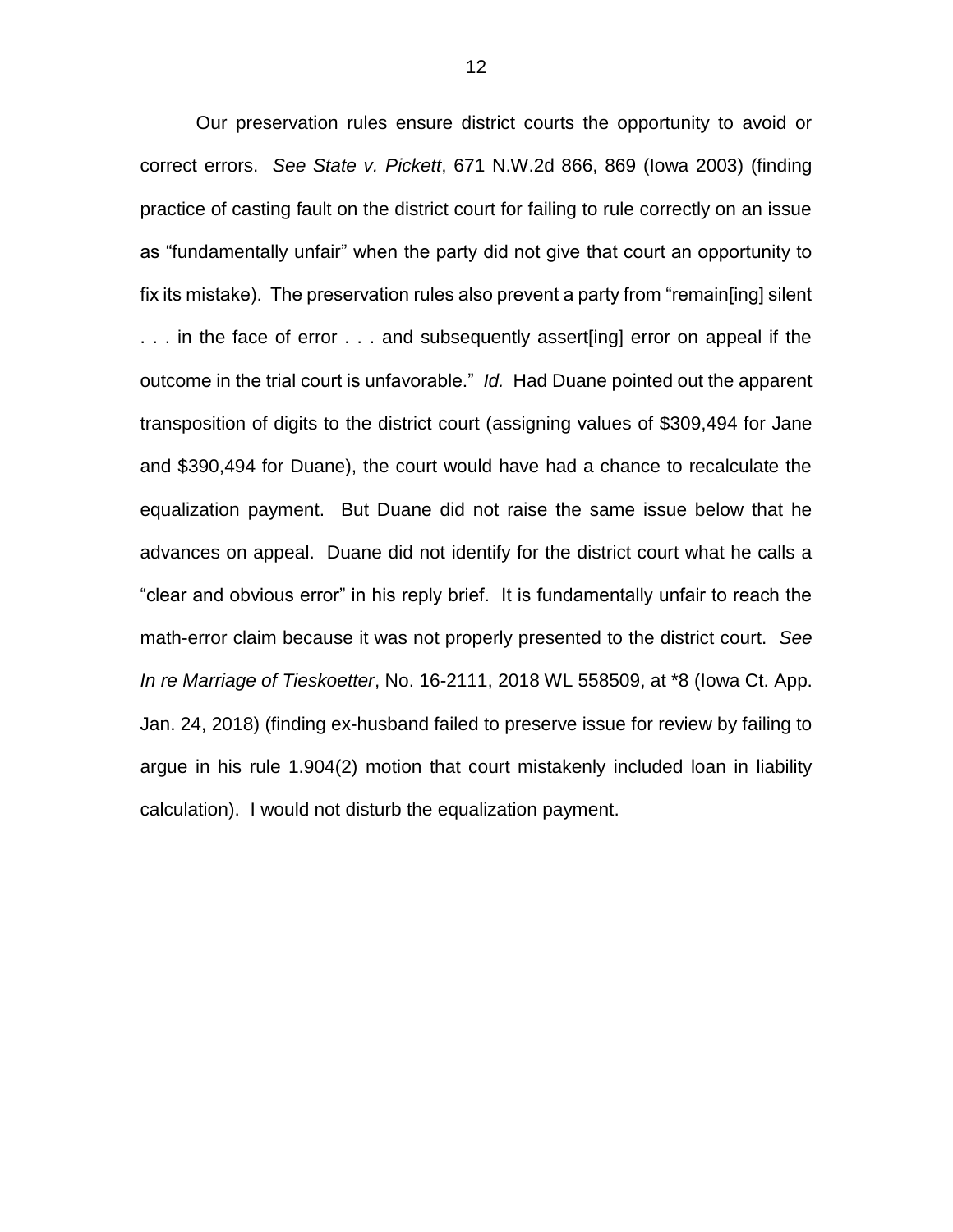Our preservation rules ensure district courts the opportunity to avoid or correct errors. *See State v. Pickett*, 671 N.W.2d 866, 869 (Iowa 2003) (finding practice of casting fault on the district court for failing to rule correctly on an issue as "fundamentally unfair" when the party did not give that court an opportunity to fix its mistake). The preservation rules also prevent a party from "remain[ing] silent . . . in the face of error . . . and subsequently assert[ing] error on appeal if the outcome in the trial court is unfavorable." *Id.* Had Duane pointed out the apparent transposition of digits to the district court (assigning values of $309,494 for Jane and $390,494 for Duane), the court would have had a chance to recalculate the equalization payment. But Duane did not raise the same issue below that he advances on appeal. Duane did not identify for the district court what he calls a "clear and obvious error" in his reply brief. It is fundamentally unfair to reach the math-error claim because it was not properly presented to the district court. *See In re Marriage of Tieskoetter*, No. 16-2111, 2018 WL 558509, at *8 (Iowa Ct. App. Jan. 24, 2018) (finding ex-husband failed to preserve issue for review by failing to argue in his rule 1.904(2) motion that court mistakenly included loan in liability calculation). I would not disturb the equalization payment.